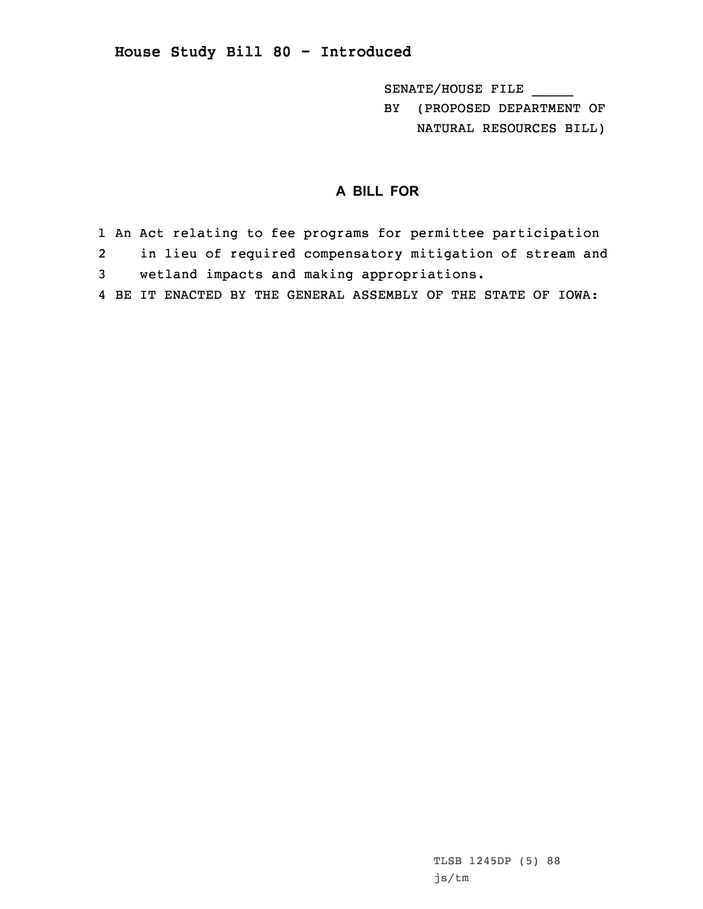# House Study Bill 80 - Introduced

SENATE/HOUSE FILE _____

BY (PROPOSED DEPARTMENT OF NATURAL RESOURCES BILL)

## A BILL FOR

1 An Act relating to fee programs for permittee participation
2 in lieu of required compensatory mitigation of stream and
3 wetland impacts and making appropriations.
4 BE IT ENACTED BY THE GENERAL ASSEMBLY OF THE STATE OF IOWA:

TLSB 1245DP (5) 88
js/tm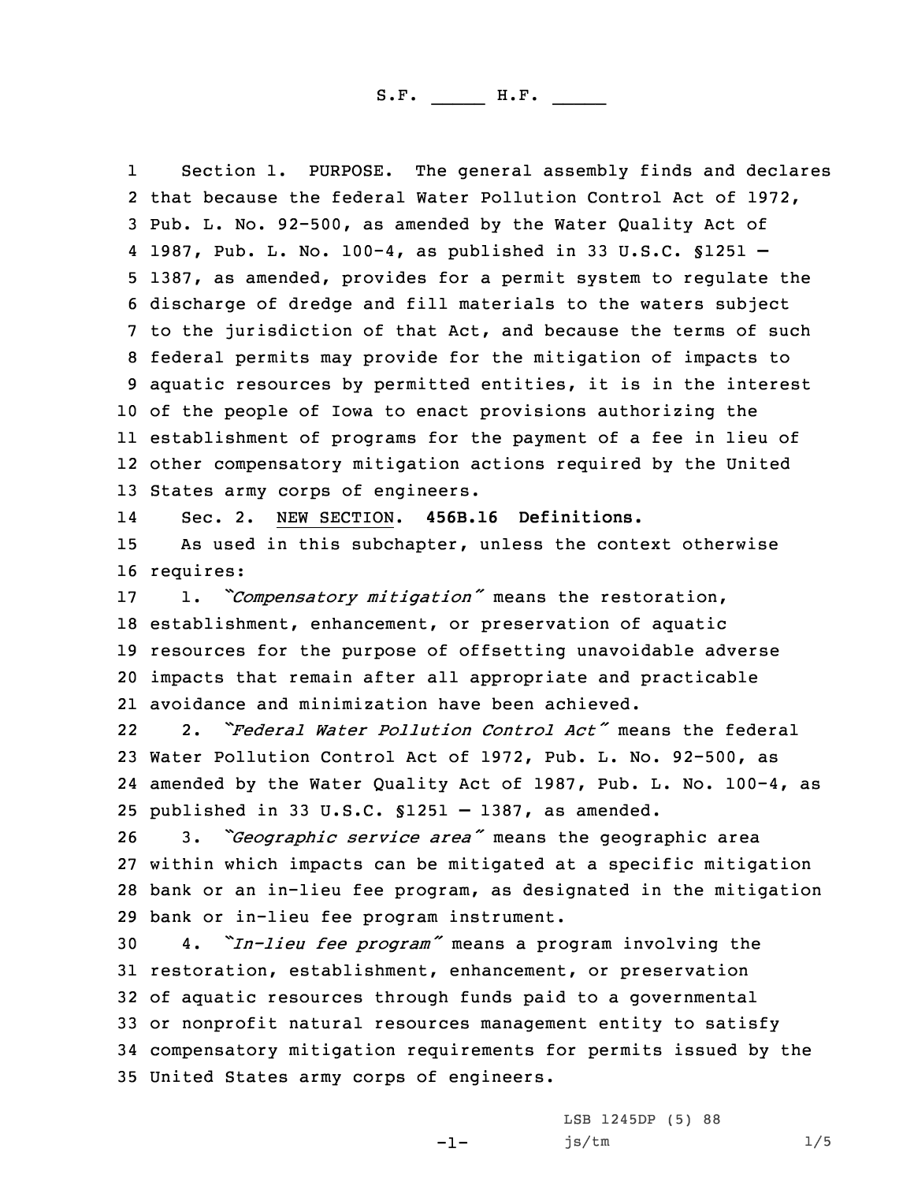S.F. _____ H.F. _____

Section 1. PURPOSE. The general assembly finds and declares that because the federal Water Pollution Control Act of 1972, Pub. L. No. 92-500, as amended by the Water Quality Act of 1987, Pub. L. No. 100-4, as published in 33 U.S.C. §1251 — 1387, as amended, provides for a permit system to regulate the discharge of dredge and fill materials to the waters subject to the jurisdiction of that Act, and because the terms of such federal permits may provide for the mitigation of impacts to aquatic resources by permitted entities, it is in the interest of the people of Iowa to enact provisions authorizing the establishment of programs for the payment of a fee in lieu of other compensatory mitigation actions required by the United States army corps of engineers.

Sec. 2. NEW SECTION. **456B.16 Definitions.**

As used in this subchapter, unless the context otherwise requires:

1. *"Compensatory mitigation"* means the restoration, establishment, enhancement, or preservation of aquatic resources for the purpose of offsetting unavoidable adverse impacts that remain after all appropriate and practicable avoidance and minimization have been achieved.

2. *"Federal Water Pollution Control Act"* means the federal Water Pollution Control Act of 1972, Pub. L. No. 92-500, as amended by the Water Quality Act of 1987, Pub. L. No. 100-4, as published in 33 U.S.C. §1251 — 1387, as amended.

3. *"Geographic service area"* means the geographic area within which impacts can be mitigated at a specific mitigation bank or an in-lieu fee program, as designated in the mitigation bank or in-lieu fee program instrument.

4. *"In-lieu fee program"* means a program involving the restoration, establishment, enhancement, or preservation of aquatic resources through funds paid to a governmental or nonprofit natural resources management entity to satisfy compensatory mitigation requirements for permits issued by the United States army corps of engineers.

LSB 1245DP (5) 88
js/tm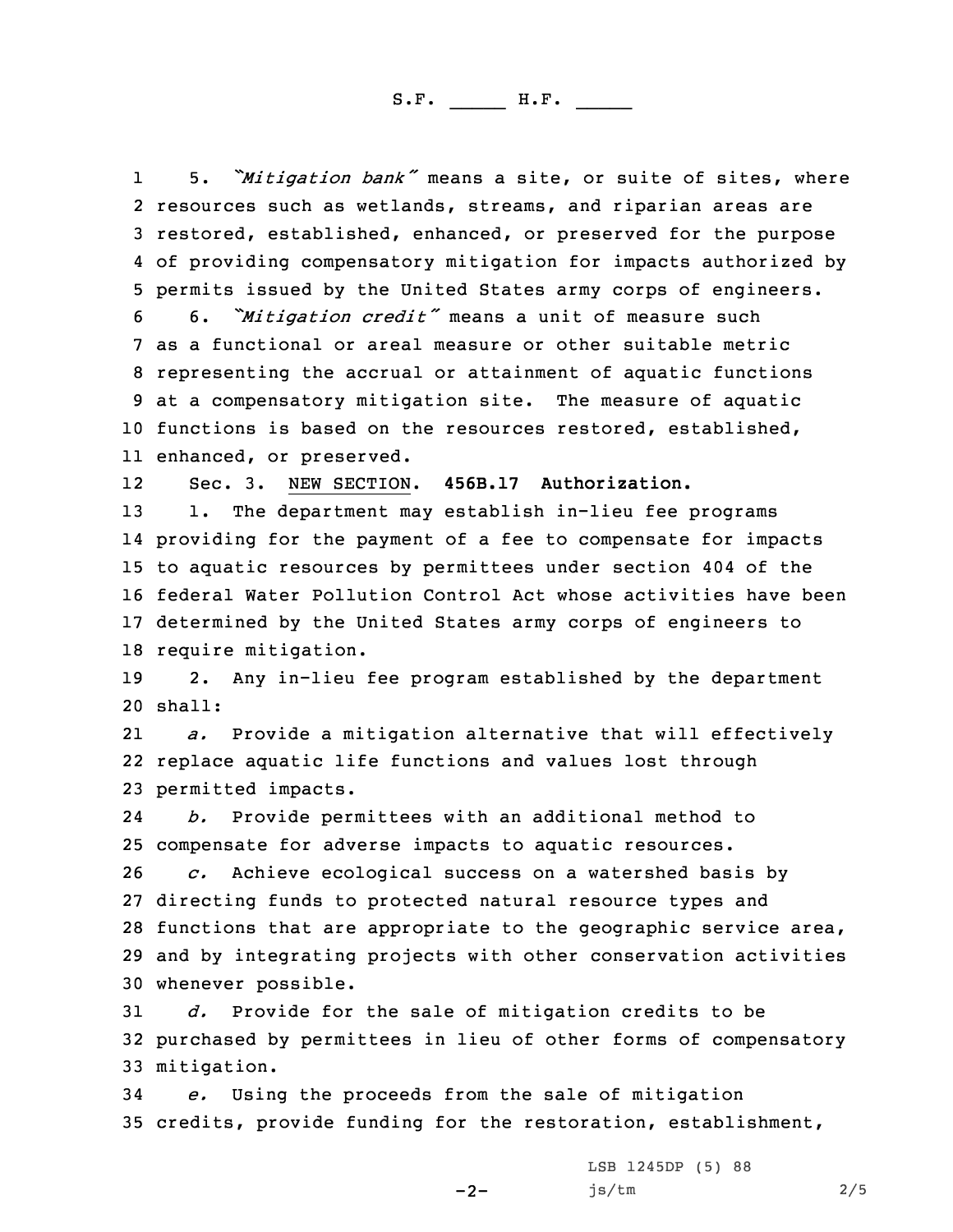5. *"Mitigation bank"* means a site, or suite of sites, where resources such as wetlands, streams, and riparian areas are restored, established, enhanced, or preserved for the purpose of providing compensatory mitigation for impacts authorized by permits issued by the United States army corps of engineers.

6. *"Mitigation credit"* means a unit of measure such as a functional or areal measure or other suitable metric representing the accrual or attainment of aquatic functions at a compensatory mitigation site. The measure of aquatic functions is based on the resources restored, established, enhanced, or preserved.

Sec. 3. NEW SECTION. **456B.17 Authorization.**

1. The department may establish in-lieu fee programs providing for the payment of a fee to compensate for impacts to aquatic resources by permittees under section 404 of the federal Water Pollution Control Act whose activities have been determined by the United States army corps of engineers to require mitigation.

2. Any in-lieu fee program established by the department shall:

*a.* Provide a mitigation alternative that will effectively replace aquatic life functions and values lost through permitted impacts.

*b.* Provide permittees with an additional method to compensate for adverse impacts to aquatic resources.

*c.* Achieve ecological success on a watershed basis by directing funds to protected natural resource types and functions that are appropriate to the geographic service area, and by integrating projects with other conservation activities whenever possible.

*d.* Provide for the sale of mitigation credits to be purchased by permittees in lieu of other forms of compensatory mitigation.

*e.* Using the proceeds from the sale of mitigation credits, provide funding for the restoration, establishment,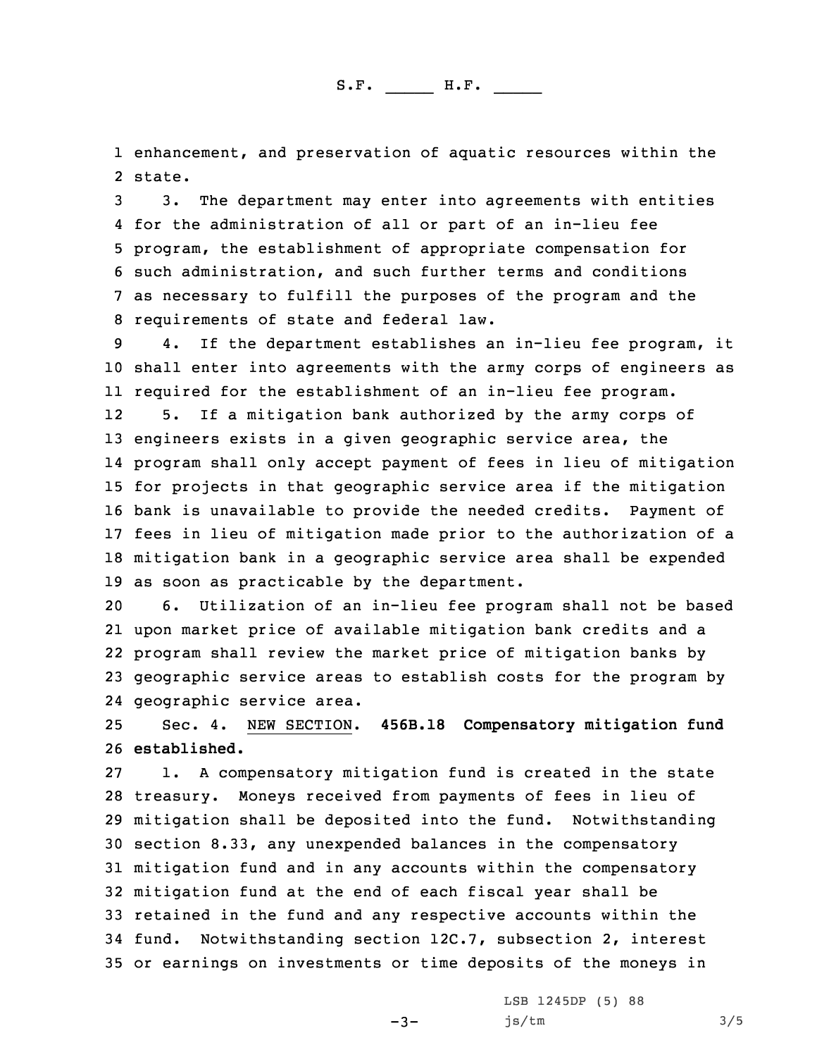enhancement, and preservation of aquatic resources within the state.

3. The department may enter into agreements with entities for the administration of all or part of an in-lieu fee program, the establishment of appropriate compensation for such administration, and such further terms and conditions as necessary to fulfill the purposes of the program and the requirements of state and federal law.

4. If the department establishes an in-lieu fee program, it shall enter into agreements with the army corps of engineers as required for the establishment of an in-lieu fee program.

5. If a mitigation bank authorized by the army corps of engineers exists in a given geographic service area, the program shall only accept payment of fees in lieu of mitigation for projects in that geographic service area if the mitigation bank is unavailable to provide the needed credits. Payment of fees in lieu of mitigation made prior to the authorization of a mitigation bank in a geographic service area shall be expended as soon as practicable by the department.

6. Utilization of an in-lieu fee program shall not be based upon market price of available mitigation bank credits and a program shall review the market price of mitigation banks by geographic service areas to establish costs for the program by geographic service area.

Sec. 4. NEW SECTION. **456B.18 Compensatory mitigation fund established.**

1. A compensatory mitigation fund is created in the state treasury. Moneys received from payments of fees in lieu of mitigation shall be deposited into the fund. Notwithstanding section 8.33, any unexpended balances in the compensatory mitigation fund and in any accounts within the compensatory mitigation fund at the end of each fiscal year shall be retained in the fund and any respective accounts within the fund. Notwithstanding section 12C.7, subsection 2, interest or earnings on investments or time deposits of the moneys in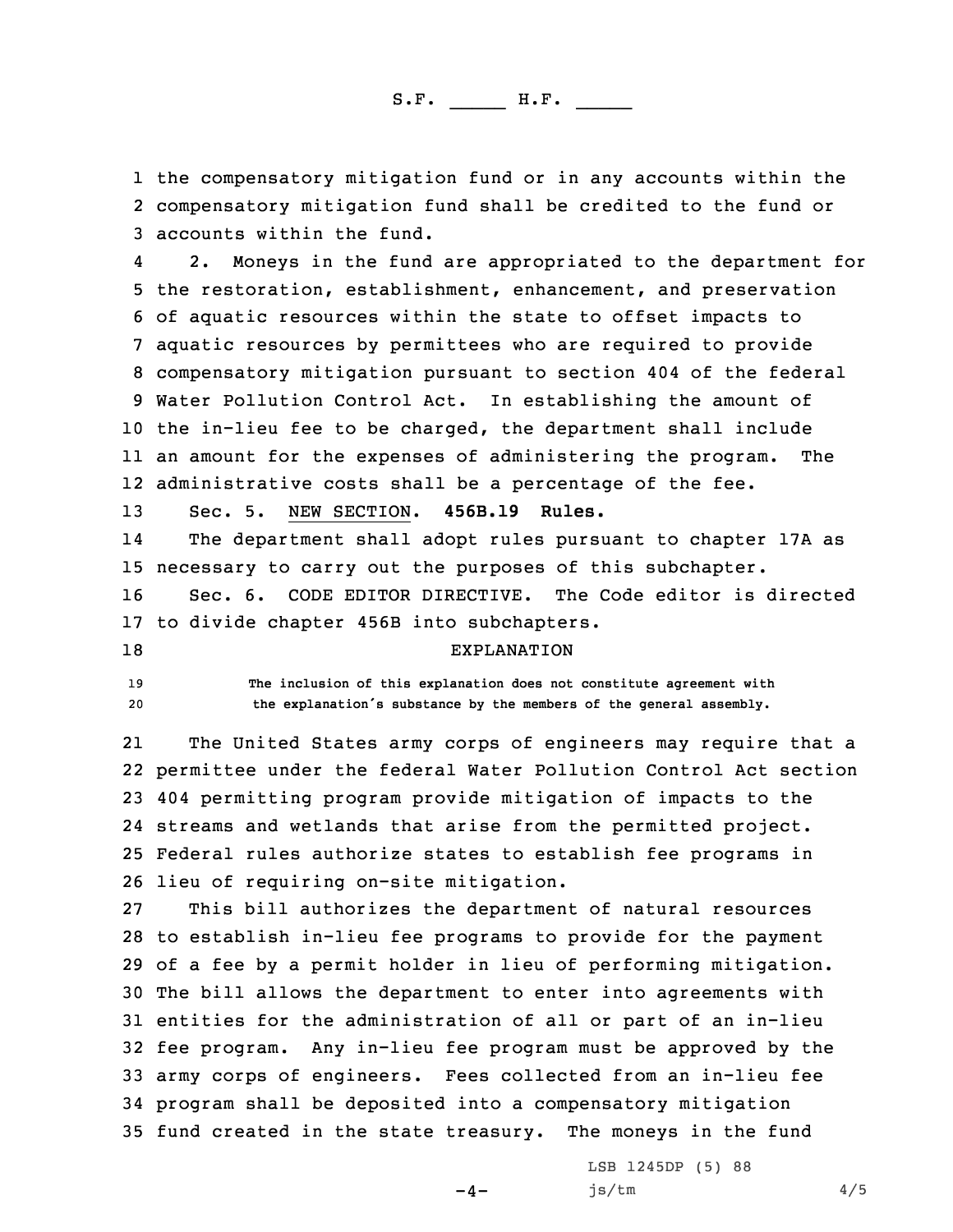the compensatory mitigation fund or in any accounts within the compensatory mitigation fund shall be credited to the fund or accounts within the fund.

2. Moneys in the fund are appropriated to the department for the restoration, establishment, enhancement, and preservation of aquatic resources within the state to offset impacts to aquatic resources by permittees who are required to provide compensatory mitigation pursuant to section 404 of the federal Water Pollution Control Act. In establishing the amount of the in-lieu fee to be charged, the department shall include an amount for the expenses of administering the program. The administrative costs shall be a percentage of the fee.

Sec. 5. NEW SECTION. **456B.19 Rules.**

The department shall adopt rules pursuant to chapter 17A as necessary to carry out the purposes of this subchapter.

Sec. 6. CODE EDITOR DIRECTIVE. The Code editor is directed to divide chapter 456B into subchapters.

EXPLANATION

The inclusion of this explanation does not constitute agreement with the explanation's substance by the members of the general assembly.

The United States army corps of engineers may require that a permittee under the federal Water Pollution Control Act section 404 permitting program provide mitigation of impacts to the streams and wetlands that arise from the permitted project. Federal rules authorize states to establish fee programs in lieu of requiring on-site mitigation.

This bill authorizes the department of natural resources to establish in-lieu fee programs to provide for the payment of a fee by a permit holder in lieu of performing mitigation. The bill allows the department to enter into agreements with entities for the administration of all or part of an in-lieu fee program. Any in-lieu fee program must be approved by the army corps of engineers. Fees collected from an in-lieu fee program shall be deposited into a compensatory mitigation fund created in the state treasury. The moneys in the fund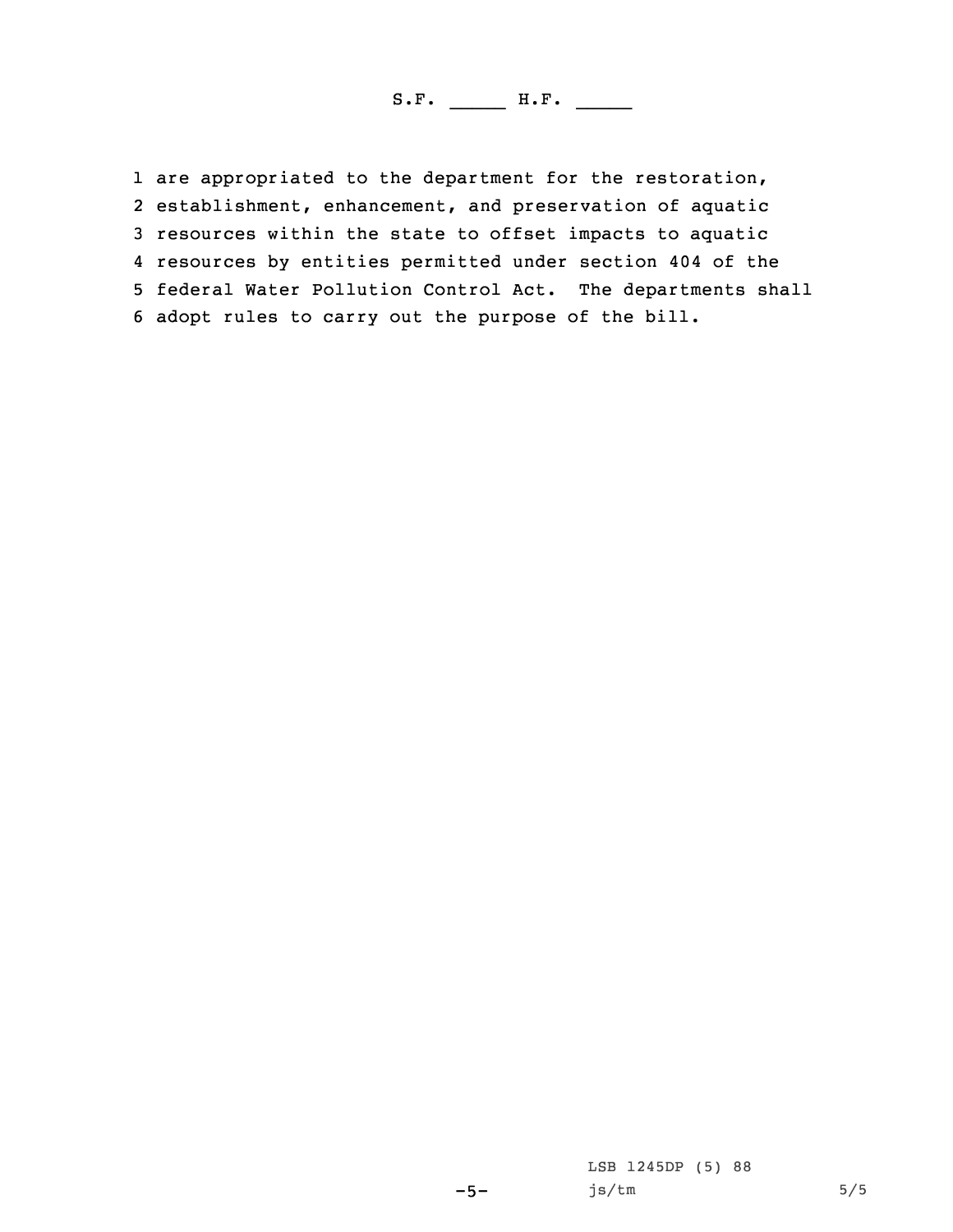are appropriated to the department for the restoration, establishment, enhancement, and preservation of aquatic resources within the state to offset impacts to aquatic resources by entities permitted under section 404 of the federal Water Pollution Control Act. The departments shall adopt rules to carry out the purpose of the bill.